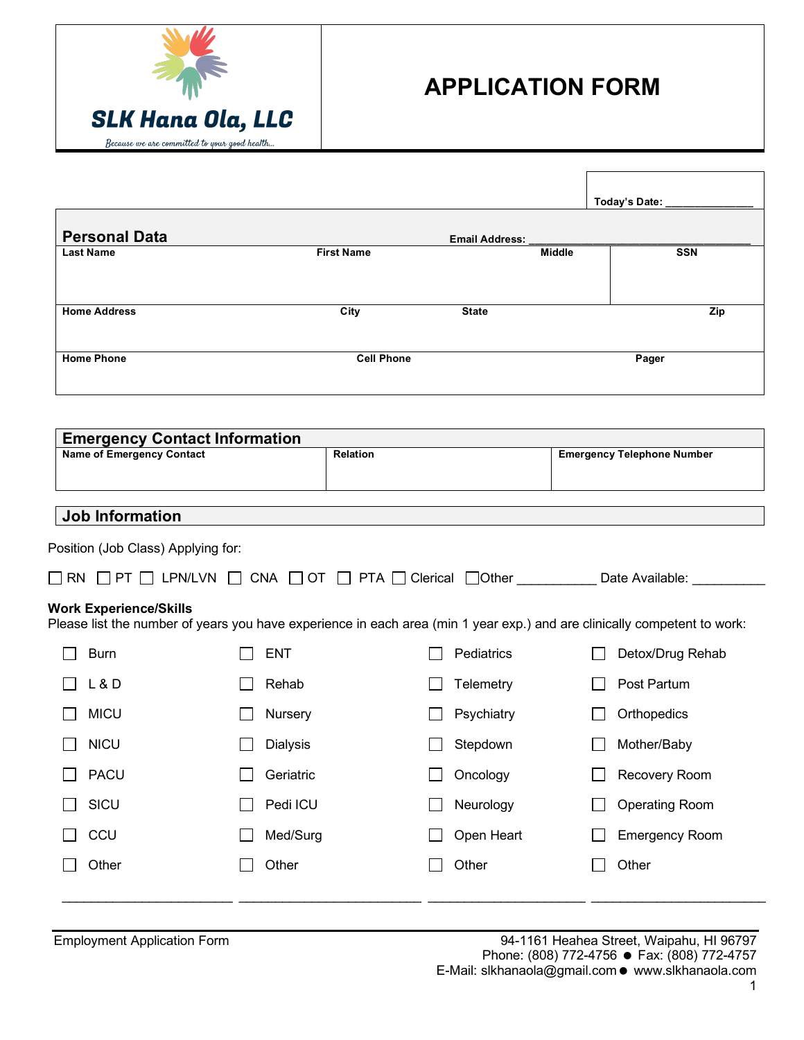**SLK Hana Ola, LLC**

*Because we are committed to your good health...*

# APPLICATION FORM

**Today's Date:** _______________

## Personal Data

**Email Address:** ______________________________________

| Last Name | First Name | Middle | SSN |
|---|---|---|---|
| | | | |

| Home Address | City | State | Zip |
|---|---|---|---|
| | | | |

| Home Phone | Cell Phone | Pager |
|---|---|---|
| | | |

## Emergency Contact Information

| Name of Emergency Contact | Relation | Emergency Telephone Number |
|---|---|---|
| | | |

## Job Information

Position (Job Class) Applying for:

☐ RN ☐ PT ☐ LPN/LVN ☐ CNA ☐ OT ☐ PTA ☐ Clerical ☐Other ___________ Date Available: __________

**Work Experience/Skills**

Please list the number of years you have experience in each area (min 1 year exp.) and are clinically competent to work:

| | | | |
|---|---|---|---|
| ☐ Burn | ☐ ENT | ☐ Pediatrics | ☐ Detox/Drug Rehab |
| ☐ L & D | ☐ Rehab | ☐ Telemetry | ☐ Post Partum |
| ☐ MICU | ☐ Nursery | ☐ Psychiatry | ☐ Orthopedics |
| ☐ NICU | ☐ Dialysis | ☐ Stepdown | ☐ Mother/Baby |
| ☐ PACU | ☐ Geriatric | ☐ Oncology | ☐ Recovery Room |
| ☐ SICU | ☐ Pedi ICU | ☐ Neurology | ☐ Operating Room |
| ☐ CCU | ☐ Med/Surg | ☐ Open Heart | ☐ Emergency Room |
| ☐ Other | ☐ Other | ☐ Other | ☐ Other |
| ________________________ | ________________________ | ________________________ | ________________________ |

Employment Application Form

94-1161 Heahea Street, Waipahu, HI 96797
Phone: (808) 772-4756 ● Fax: (808) 772-4757
E-Mail: slkhanaola@gmail.com ● www.slkhanaola.com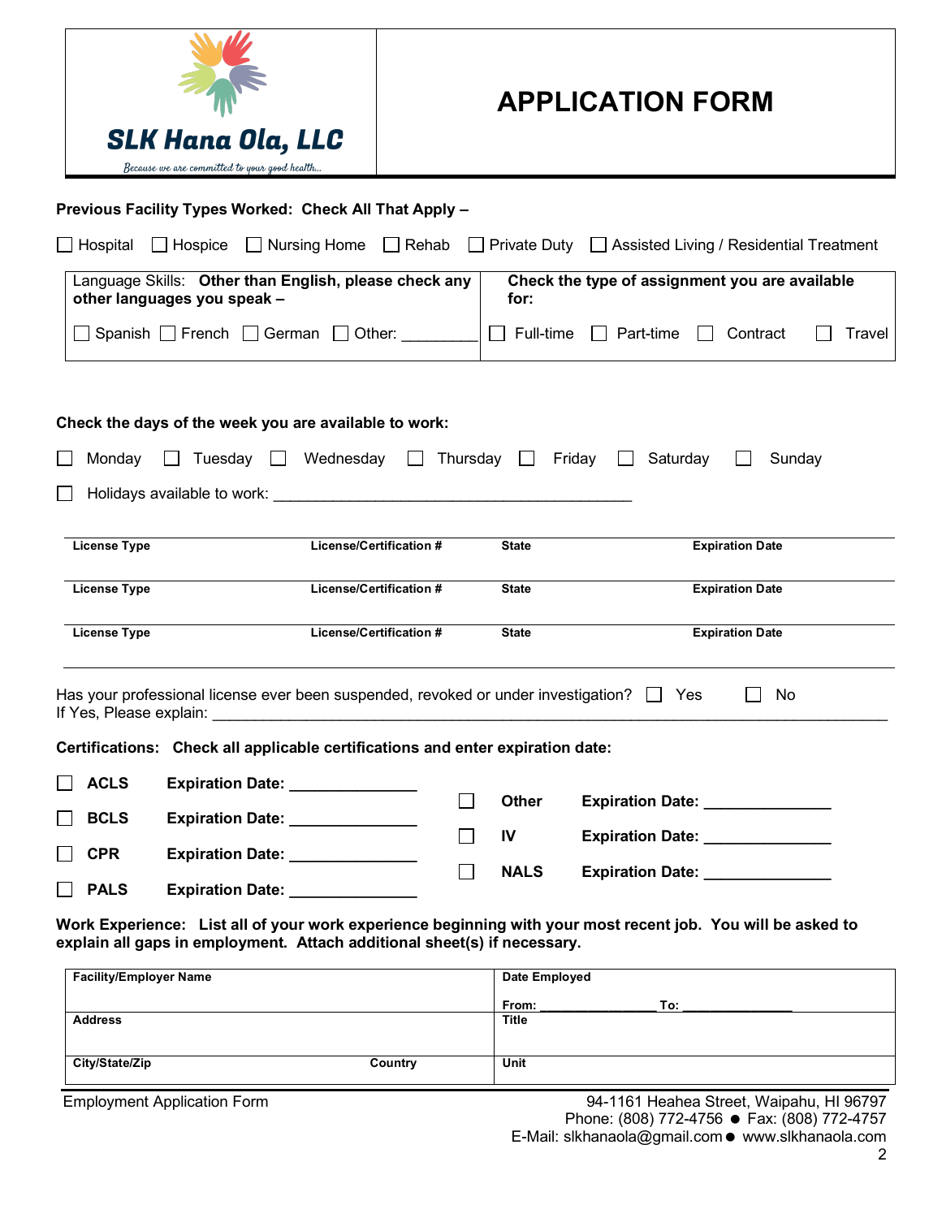**SLK Hana Ola, LLC**

*Because we are committed to your good health...*

# APPLICATION FORM

**Previous Facility Types Worked: Check All That Apply –**

☐ Hospital ☐ Hospice ☐ Nursing Home ☐ Rehab ☐ Private Duty ☐ Assisted Living / Residential Treatment

| Language Skills: **Other than English, please check any other languages you speak –** | **Check the type of assignment you are available for:** |
|---|---|
| ☐ Spanish ☐ French ☐ German ☐ Other: _________ | ☐ Full-time ☐ Part-time ☐ Contract ☐ Travel |

**Check the days of the week you are available to work:**

☐ Monday ☐ Tuesday ☐ Wednesday ☐ Thursday ☐ Friday ☐ Saturday ☐ Sunday

☐ Holidays available to work: ___________________________________________

| License Type | License/Certification # | State | Expiration Date |
|---|---|---|---|
| | | | |
| **License Type** | **License/Certification #** | **State** | **Expiration Date** |
| | | | |
| **License Type** | **License/Certification #** | **State** | **Expiration Date** |
| | | | |

Has your professional license ever been suspended, revoked or under investigation? ☐ Yes ☐ No
If Yes, Please explain: ___________________________________________________________________________

**Certifications: Check all applicable certifications and enter expiration date:**

☐ **ACLS** **Expiration Date:** _______________

☐ **BCLS** **Expiration Date:** _______________

☐ **CPR** **Expiration Date:** _______________

☐ **PALS** **Expiration Date:** _______________

☐ **Other** **Expiration Date:** _______________

☐ **IV** **Expiration Date:** _______________

☐ **NALS** **Expiration Date:** _______________

**Work Experience: List all of your work experience beginning with your most recent job. You will be asked to explain all gaps in employment. Attach additional sheet(s) if necessary.**

| Facility/Employer Name | | Date Employed<br>From: _______________ To: _______________ |
|---|---|---|
| **Address** | | **Title** |
| **City/State/Zip** | **Country** | **Unit** |

Employment Application Form

94-1161 Heahea Street, Waipahu, HI 96797
Phone: (808) 772-4756 ● Fax: (808) 772-4757
E-Mail: slkhanaola@gmail.com ● www.slkhanaola.com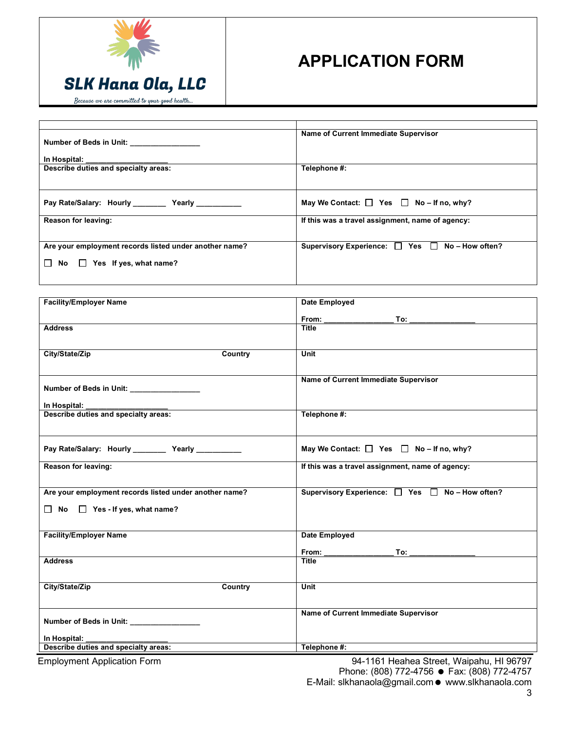**SLK Hana Ola, LLC**

*Because we are committed to your good health...*

# APPLICATION FORM

| | |
|---|---|
| **Number of Beds in Unit:** _________________ <br> **In Hospital:** ____________________ | **Name of Current Immediate Supervisor** |
| **Describe duties and specialty areas:** | **Telephone #:** |
| **Pay Rate/Salary: Hourly** ________ **Yearly** ___________ | **May We Contact:** ☐ **Yes** ☐ **No – If no, why?** |
| **Reason for leaving:** | **If this was a travel assignment, name of agency:** |
| **Are your employment records listed under another name?** <br> ☐ **No** ☐ **Yes If yes, what name?** | **Supervisory Experience:** ☐ **Yes** ☐ **No – How often?** |

| | | |
|---|---|---|
| **Facility/Employer Name** | | **Date Employed** <br> **From:** _________________ **To:** ________________ |
| **Address** | | **Title** |
| **City/State/Zip** | **Country** | **Unit** |
| **Number of Beds in Unit:** _________________ <br> **In Hospital:** ____________________ | | **Name of Current Immediate Supervisor** |
| **Describe duties and specialty areas:** | | **Telephone #:** |
| **Pay Rate/Salary: Hourly** ________ **Yearly** ___________ | | **May We Contact:** ☐ **Yes** ☐ **No – If no, why?** |
| **Reason for leaving:** | | **If this was a travel assignment, name of agency:** |
| **Are your employment records listed under another name?** <br> ☐ **No** ☐ **Yes - If yes, what name?** | | **Supervisory Experience:** ☐ **Yes** ☐ **No – How often?** |
| **Facility/Employer Name** | | **Date Employed** <br> **From:** _________________ **To:** ________________ |
| **Address** | | **Title** |
| **City/State/Zip** | **Country** | **Unit** |
| **Number of Beds in Unit:** _________________ <br> **In Hospital:** ____________________ | | **Name of Current Immediate Supervisor** |
| **Describe duties and specialty areas:** | | **Telephone #:** |

Employment Application Form

94-1161 Heahea Street, Waipahu, HI 96797
Phone: (808) 772-4756 ● Fax: (808) 772-4757
E-Mail: slkhanaola@gmail.com ● www.slkhanaola.com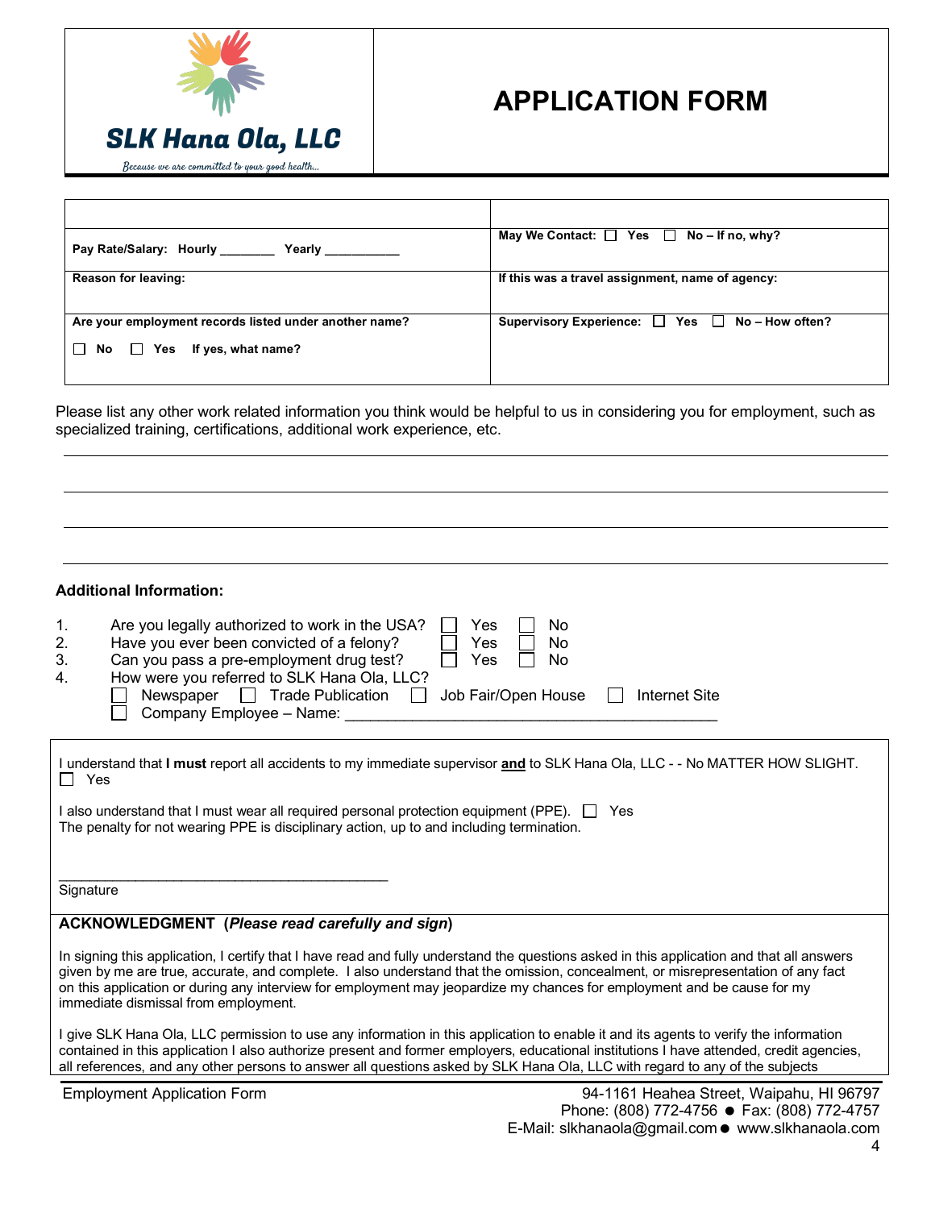SLK Hana Ola, LLC

*Because we are committed to your good health...*

# APPLICATION FORM

| | |
|---|---|
| | |
| **Pay Rate/Salary: Hourly ________ Yearly ___________** | **May We Contact: ☐ Yes ☐ No – If no, why?** |
| **Reason for leaving:** | **If this was a travel assignment, name of agency:** |
| **Are your employment records listed under another name?** ☐ **No** ☐ **Yes If yes, what name?** | **Supervisory Experience: ☐ Yes ☐ No – How often?** |

Please list any other work related information you think would be helpful to us in considering you for employment, such as specialized training, certifications, additional work experience, etc.

_______________________________________________________________________________

_______________________________________________________________________________

_______________________________________________________________________________

_______________________________________________________________________________

**Additional Information:**

1. Are you legally authorized to work in the USA? ☐ Yes ☐ No
2. Have you ever been convicted of a felony? ☐ Yes ☐ No
3. Can you pass a pre-employment drug test? ☐ Yes ☐ No
4. How were you referred to SLK Hana Ola, LLC?
   ☐ Newspaper ☐ Trade Publication ☐ Job Fair/Open House ☐ Internet Site
   ☐ Company Employee – Name: _____________________________________________

I understand that **I must** report all accidents to my immediate supervisor **and** to SLK Hana Ola, LLC - - No MATTER HOW SLIGHT.
☐ Yes

I also understand that I must wear all required personal protection equipment (PPE). ☐ Yes
The penalty for not wearing PPE is disciplinary action, up to and including termination.

_____________________________________________
Signature

**ACKNOWLEDGMENT (*Please read carefully and sign*)**

In signing this application, I certify that I have read and fully understand the questions asked in this application and that all answers given by me are true, accurate, and complete. I also understand that the omission, concealment, or misrepresentation of any fact on this application or during any interview for employment may jeopardize my chances for employment and be cause for my immediate dismissal from employment.

I give SLK Hana Ola, LLC permission to use any information in this application to enable it and its agents to verify the information contained in this application I also authorize present and former employers, educational institutions I have attended, credit agencies, all references, and any other persons to answer all questions asked by SLK Hana Ola, LLC with regard to any of the subjects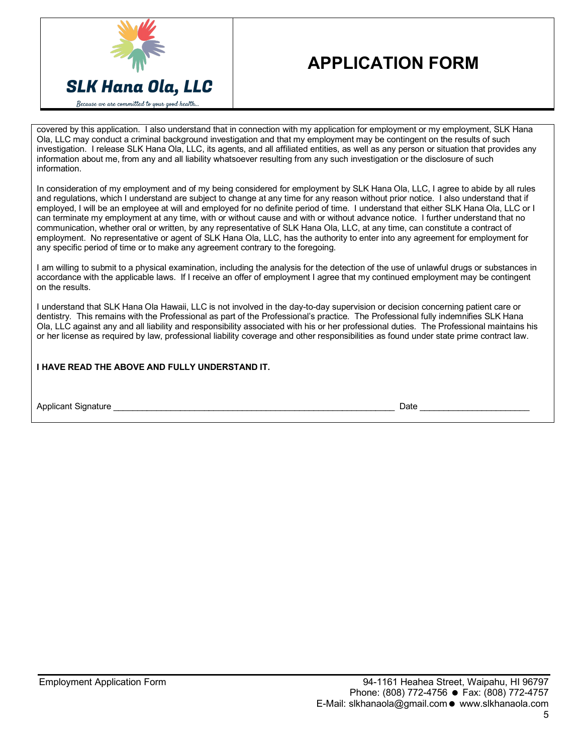# APPLICATION FORM

covered by this application. I also understand that in connection with my application for employment or my employment, SLK Hana Ola, LLC may conduct a criminal background investigation and that my employment may be contingent on the results of such investigation. I release SLK Hana Ola, LLC, its agents, and all affiliated entities, as well as any person or situation that provides any information about me, from any and all liability whatsoever resulting from any such investigation or the disclosure of such information.

In consideration of my employment and of my being considered for employment by SLK Hana Ola, LLC, I agree to abide by all rules and regulations, which I understand are subject to change at any time for any reason without prior notice. I also understand that if employed, I will be an employee at will and employed for no definite period of time. I understand that either SLK Hana Ola, LLC or I can terminate my employment at any time, with or without cause and with or without advance notice. I further understand that no communication, whether oral or written, by any representative of SLK Hana Ola, LLC, at any time, can constitute a contract of employment. No representative or agent of SLK Hana Ola, LLC, has the authority to enter into any agreement for employment for any specific period of time or to make any agreement contrary to the foregoing.

I am willing to submit to a physical examination, including the analysis for the detection of the use of unlawful drugs or substances in accordance with the applicable laws. If I receive an offer of employment I agree that my continued employment may be contingent on the results.

I understand that SLK Hana Ola Hawaii, LLC is not involved in the day-to-day supervision or decision concerning patient care or dentistry. This remains with the Professional as part of the Professional's practice. The Professional fully indemnifies SLK Hana Ola, LLC against any and all liability and responsibility associated with his or her professional duties. The Professional maintains his or her license as required by law, professional liability coverage and other responsibilities as found under state prime contract law.

**I HAVE READ THE ABOVE AND FULLY UNDERSTAND IT.**

Applicant Signature ____________________________________________________________ Date ______________________